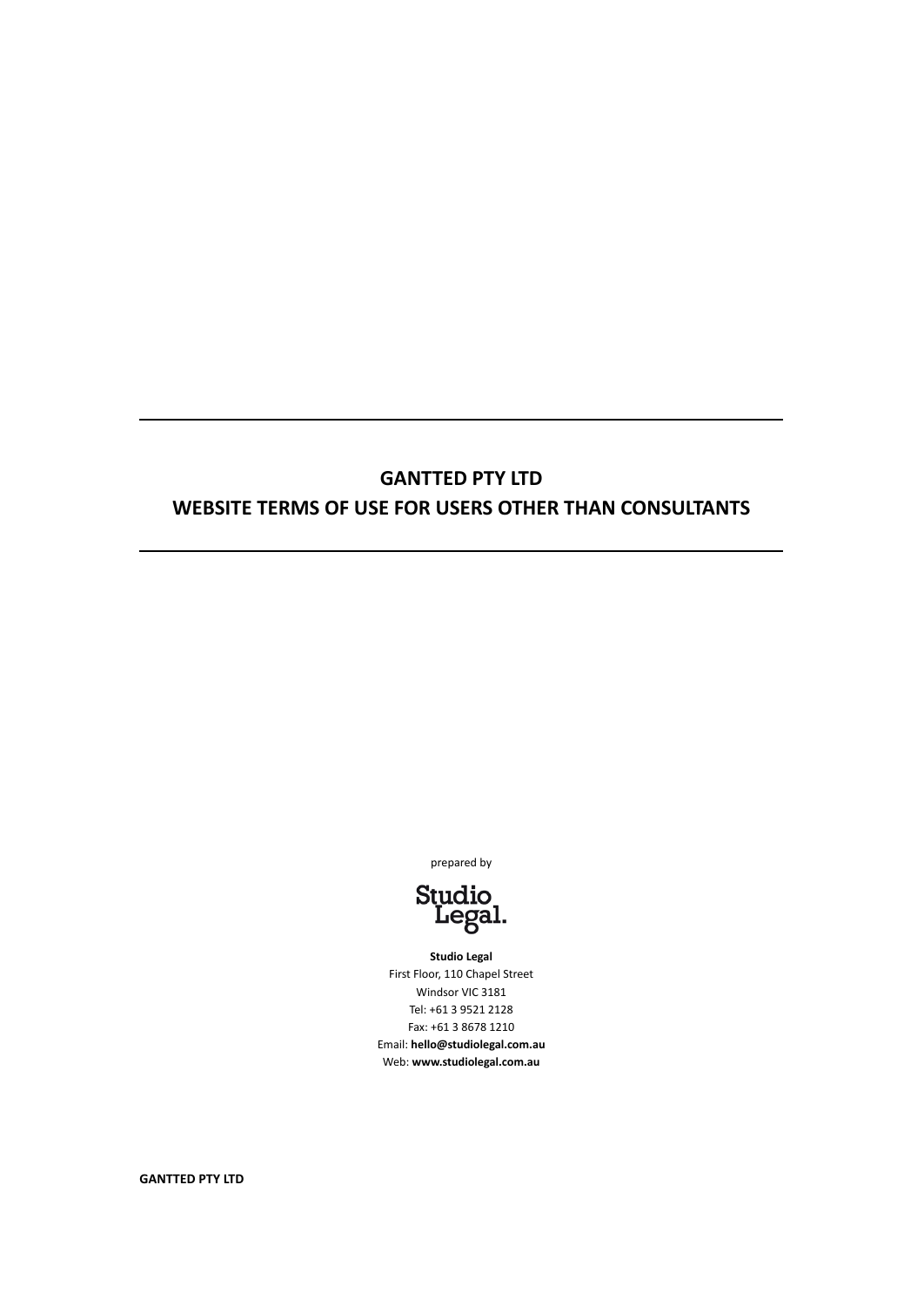---

# GANTTED PTY LTD

# WEBSITE TERMS OF USE FOR USERS OTHER THAN CONSULTANTS

---

prepared by

Studio Legal.

**Studio Legal**
First Floor, 110 Chapel Street
Windsor VIC 3181
Tel: +61 3 9521 2128
Fax: +61 3 8678 1210
Email: **hello@studiolegal.com.au**
Web: **www.studiolegal.com.au**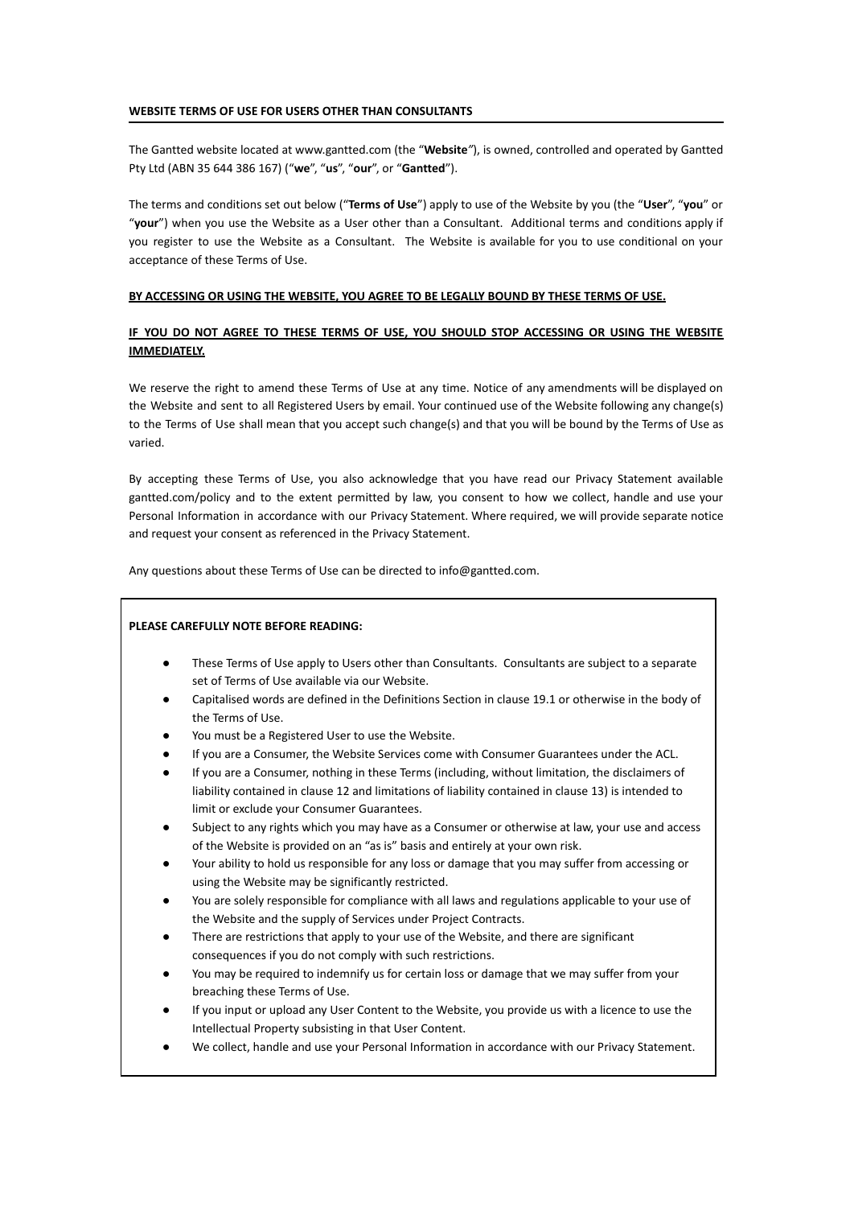**WEBSITE TERMS OF USE FOR USERS OTHER THAN CONSULTANTS**

The Gantted website located at www.gantted.com (the "**Website**"), is owned, controlled and operated by Gantted Pty Ltd (ABN 35 644 386 167) ("**we**", "**us**", "**our**", or "**Gantted**").

The terms and conditions set out below ("**Terms of Use**") apply to use of the Website by you (the "**User**", "**you**" or "**your**") when you use the Website as a User other than a Consultant. Additional terms and conditions apply if you register to use the Website as a Consultant. The Website is available for you to use conditional on your acceptance of these Terms of Use.

**BY ACCESSING OR USING THE WEBSITE, YOU AGREE TO BE LEGALLY BOUND BY THESE TERMS OF USE.**

**IF YOU DO NOT AGREE TO THESE TERMS OF USE, YOU SHOULD STOP ACCESSING OR USING THE WEBSITE IMMEDIATELY.**

We reserve the right to amend these Terms of Use at any time. Notice of any amendments will be displayed on the Website and sent to all Registered Users by email. Your continued use of the Website following any change(s) to the Terms of Use shall mean that you accept such change(s) and that you will be bound by the Terms of Use as varied.

By accepting these Terms of Use, you also acknowledge that you have read our Privacy Statement available gantted.com/policy and to the extent permitted by law, you consent to how we collect, handle and use your Personal Information in accordance with our Privacy Statement. Where required, we will provide separate notice and request your consent as referenced in the Privacy Statement.

Any questions about these Terms of Use can be directed to info@gantted.com.

**PLEASE CAREFULLY NOTE BEFORE READING:**

- These Terms of Use apply to Users other than Consultants. Consultants are subject to a separate set of Terms of Use available via our Website.
- Capitalised words are defined in the Definitions Section in clause 19.1 or otherwise in the body of the Terms of Use.
- You must be a Registered User to use the Website.
- If you are a Consumer, the Website Services come with Consumer Guarantees under the ACL.
- If you are a Consumer, nothing in these Terms (including, without limitation, the disclaimers of liability contained in clause 12 and limitations of liability contained in clause 13) is intended to limit or exclude your Consumer Guarantees.
- Subject to any rights which you may have as a Consumer or otherwise at law, your use and access of the Website is provided on an "as is" basis and entirely at your own risk.
- Your ability to hold us responsible for any loss or damage that you may suffer from accessing or using the Website may be significantly restricted.
- You are solely responsible for compliance with all laws and regulations applicable to your use of the Website and the supply of Services under Project Contracts.
- There are restrictions that apply to your use of the Website, and there are significant consequences if you do not comply with such restrictions.
- You may be required to indemnify us for certain loss or damage that we may suffer from your breaching these Terms of Use.
- If you input or upload any User Content to the Website, you provide us with a licence to use the Intellectual Property subsisting in that User Content.
- We collect, handle and use your Personal Information in accordance with our Privacy Statement.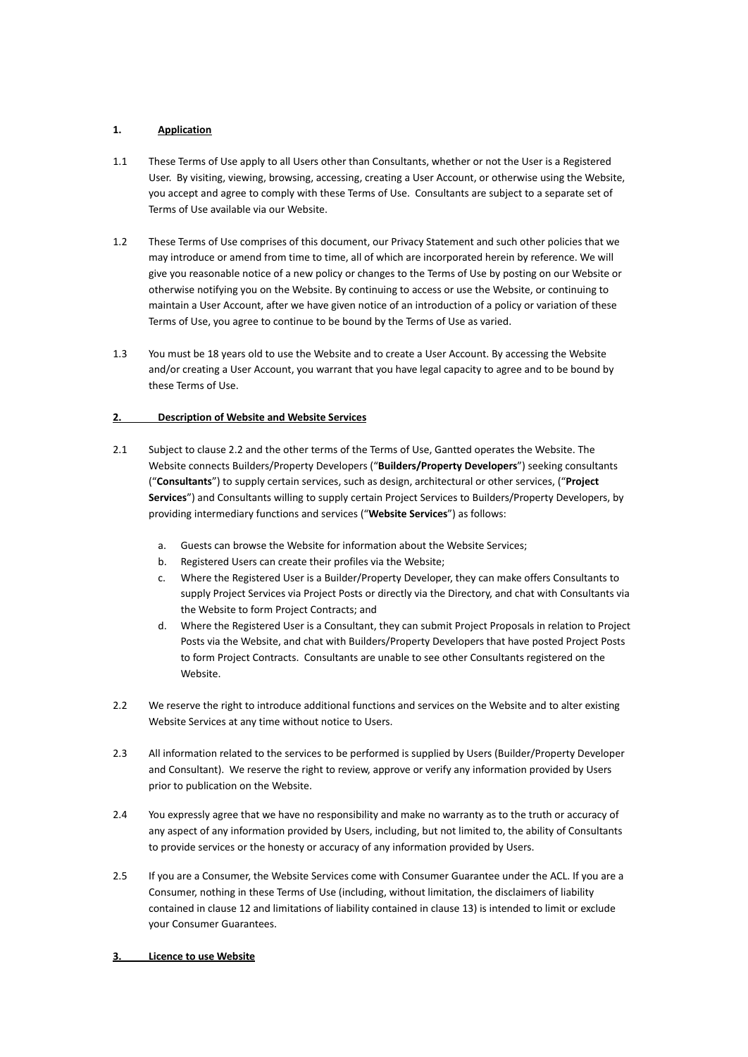**1. Application**

1.1 These Terms of Use apply to all Users other than Consultants, whether or not the User is a Registered User. By visiting, viewing, browsing, accessing, creating a User Account, or otherwise using the Website, you accept and agree to comply with these Terms of Use. Consultants are subject to a separate set of Terms of Use available via our Website.

1.2 These Terms of Use comprises of this document, our Privacy Statement and such other policies that we may introduce or amend from time to time, all of which are incorporated herein by reference. We will give you reasonable notice of a new policy or changes to the Terms of Use by posting on our Website or otherwise notifying you on the Website. By continuing to access or use the Website, or continuing to maintain a User Account, after we have given notice of an introduction of a policy or variation of these Terms of Use, you agree to continue to be bound by the Terms of Use as varied.

1.3 You must be 18 years old to use the Website and to create a User Account. By accessing the Website and/or creating a User Account, you warrant that you have legal capacity to agree and to be bound by these Terms of Use.

**2. Description of Website and Website Services**

2.1 Subject to clause 2.2 and the other terms of the Terms of Use, Gantted operates the Website. The Website connects Builders/Property Developers ("**Builders/Property Developers**") seeking consultants ("**Consultants**") to supply certain services, such as design, architectural or other services, ("**Project Services**") and Consultants willing to supply certain Project Services to Builders/Property Developers, by providing intermediary functions and services ("**Website Services**") as follows:

a. Guests can browse the Website for information about the Website Services;
b. Registered Users can create their profiles via the Website;
c. Where the Registered User is a Builder/Property Developer, they can make offers Consultants to supply Project Services via Project Posts or directly via the Directory, and chat with Consultants via the Website to form Project Contracts; and
d. Where the Registered User is a Consultant, they can submit Project Proposals in relation to Project Posts via the Website, and chat with Builders/Property Developers that have posted Project Posts to form Project Contracts. Consultants are unable to see other Consultants registered on the Website.

2.2 We reserve the right to introduce additional functions and services on the Website and to alter existing Website Services at any time without notice to Users.

2.3 All information related to the services to be performed is supplied by Users (Builder/Property Developer and Consultant). We reserve the right to review, approve or verify any information provided by Users prior to publication on the Website.

2.4 You expressly agree that we have no responsibility and make no warranty as to the truth or accuracy of any aspect of any information provided by Users, including, but not limited to, the ability of Consultants to provide services or the honesty or accuracy of any information provided by Users.

2.5 If you are a Consumer, the Website Services come with Consumer Guarantee under the ACL. If you are a Consumer, nothing in these Terms of Use (including, without limitation, the disclaimers of liability contained in clause 12 and limitations of liability contained in clause 13) is intended to limit or exclude your Consumer Guarantees.

**3. Licence to use Website**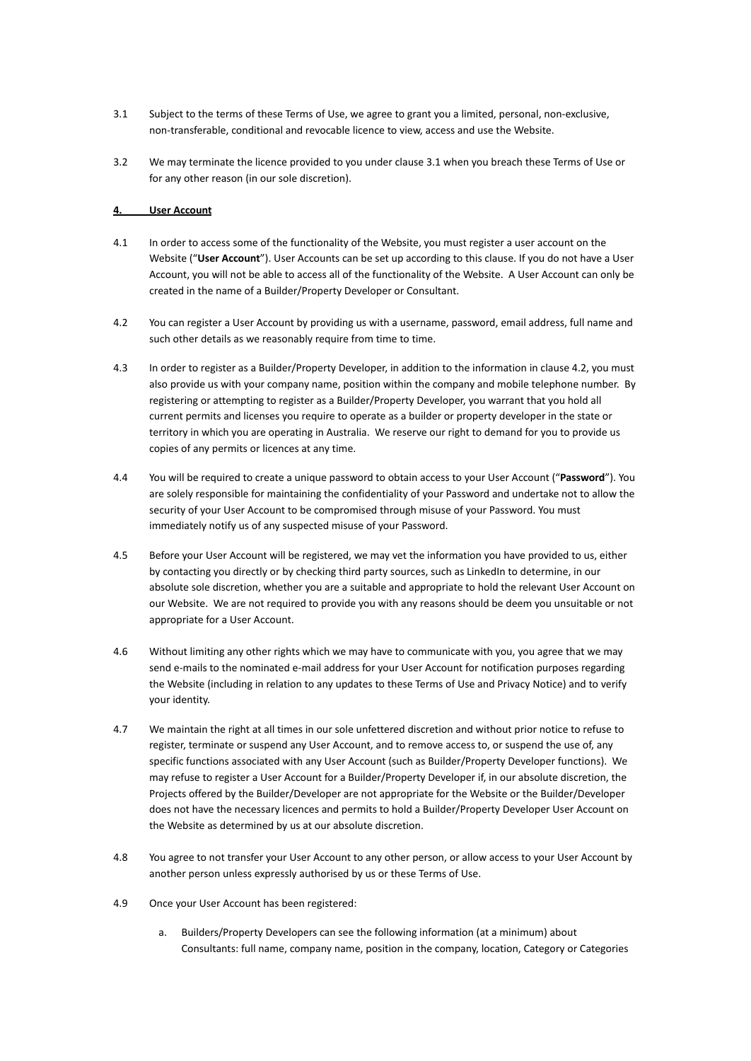3.1 Subject to the terms of these Terms of Use, we agree to grant you a limited, personal, non-exclusive, non-transferable, conditional and revocable licence to view, access and use the Website.

3.2 We may terminate the licence provided to you under clause 3.1 when you breach these Terms of Use or for any other reason (in our sole discretion).

## 4. User Account

4.1 In order to access some of the functionality of the Website, you must register a user account on the Website ("**User Account**"). User Accounts can be set up according to this clause. If you do not have a User Account, you will not be able to access all of the functionality of the Website. A User Account can only be created in the name of a Builder/Property Developer or Consultant.

4.2 You can register a User Account by providing us with a username, password, email address, full name and such other details as we reasonably require from time to time.

4.3 In order to register as a Builder/Property Developer, in addition to the information in clause 4.2, you must also provide us with your company name, position within the company and mobile telephone number. By registering or attempting to register as a Builder/Property Developer, you warrant that you hold all current permits and licenses you require to operate as a builder or property developer in the state or territory in which you are operating in Australia. We reserve our right to demand for you to provide us copies of any permits or licences at any time.

4.4 You will be required to create a unique password to obtain access to your User Account ("**Password**"). You are solely responsible for maintaining the confidentiality of your Password and undertake not to allow the security of your User Account to be compromised through misuse of your Password. You must immediately notify us of any suspected misuse of your Password.

4.5 Before your User Account will be registered, we may vet the information you have provided to us, either by contacting you directly or by checking third party sources, such as LinkedIn to determine, in our absolute sole discretion, whether you are a suitable and appropriate to hold the relevant User Account on our Website. We are not required to provide you with any reasons should be deem you unsuitable or not appropriate for a User Account.

4.6 Without limiting any other rights which we may have to communicate with you, you agree that we may send e-mails to the nominated e-mail address for your User Account for notification purposes regarding the Website (including in relation to any updates to these Terms of Use and Privacy Notice) and to verify your identity.

4.7 We maintain the right at all times in our sole unfettered discretion and without prior notice to refuse to register, terminate or suspend any User Account, and to remove access to, or suspend the use of, any specific functions associated with any User Account (such as Builder/Property Developer functions). We may refuse to register a User Account for a Builder/Property Developer if, in our absolute discretion, the Projects offered by the Builder/Developer are not appropriate for the Website or the Builder/Developer does not have the necessary licences and permits to hold a Builder/Property Developer User Account on the Website as determined by us at our absolute discretion.

4.8 You agree to not transfer your User Account to any other person, or allow access to your User Account by another person unless expressly authorised by us or these Terms of Use.

4.9 Once your User Account has been registered:

a. Builders/Property Developers can see the following information (at a minimum) about Consultants: full name, company name, position in the company, location, Category or Categories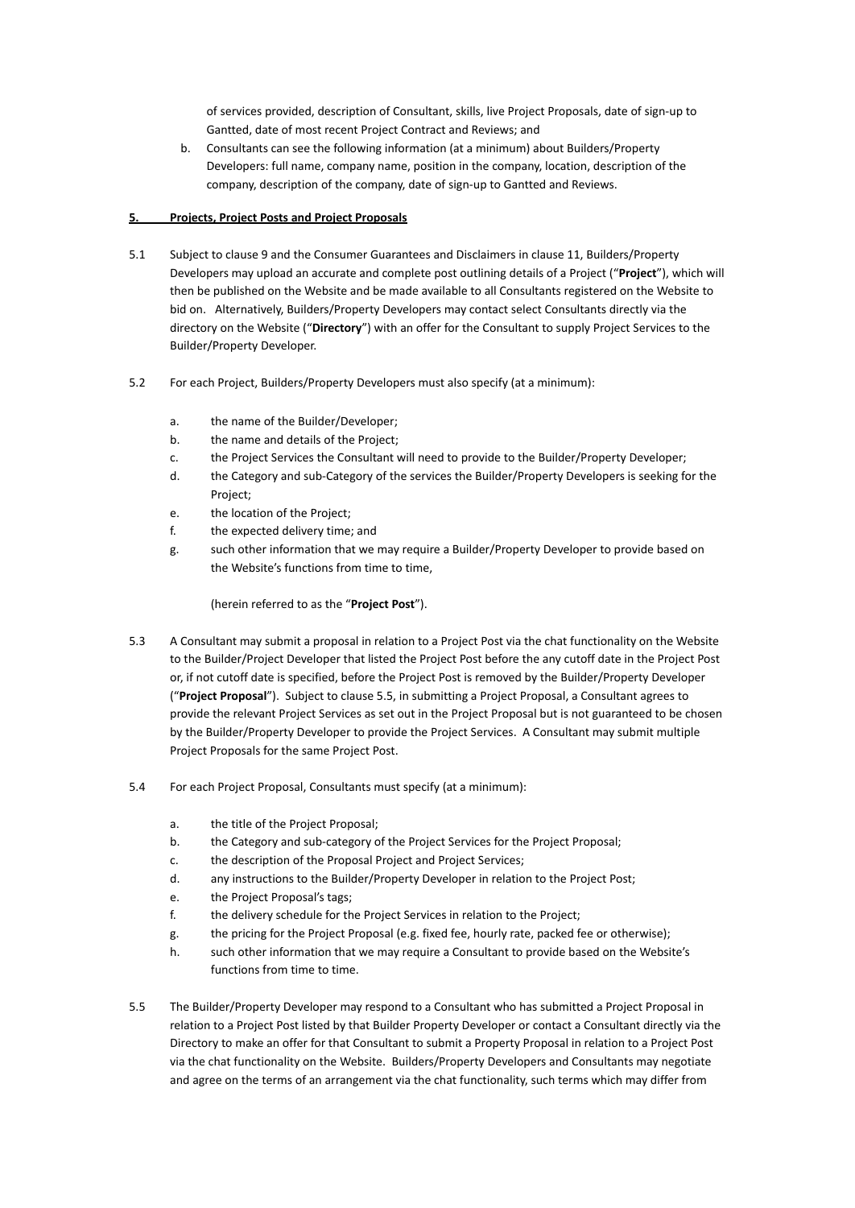of services provided, description of Consultant, skills, live Project Proposals, date of sign-up to Gantted, date of most recent Project Contract and Reviews; and

b. Consultants can see the following information (at a minimum) about Builders/Property Developers: full name, company name, position in the company, location, description of the company, description of the company, date of sign-up to Gantted and Reviews.

**5. Projects, Project Posts and Project Proposals**

5.1 Subject to clause 9 and the Consumer Guarantees and Disclaimers in clause 11, Builders/Property Developers may upload an accurate and complete post outlining details of a Project ("**Project**"), which will then be published on the Website and be made available to all Consultants registered on the Website to bid on. Alternatively, Builders/Property Developers may contact select Consultants directly via the directory on the Website ("**Directory**") with an offer for the Consultant to supply Project Services to the Builder/Property Developer.

5.2 For each Project, Builders/Property Developers must also specify (at a minimum):

a. the name of the Builder/Developer;
b. the name and details of the Project;
c. the Project Services the Consultant will need to provide to the Builder/Property Developer;
d. the Category and sub-Category of the services the Builder/Property Developers is seeking for the Project;
e. the location of the Project;
f. the expected delivery time; and
g. such other information that we may require a Builder/Property Developer to provide based on the Website's functions from time to time,

(herein referred to as the "**Project Post**").

5.3 A Consultant may submit a proposal in relation to a Project Post via the chat functionality on the Website to the Builder/Project Developer that listed the Project Post before the any cutoff date in the Project Post or, if not cutoff date is specified, before the Project Post is removed by the Builder/Property Developer ("**Project Proposal**"). Subject to clause 5.5, in submitting a Project Proposal, a Consultant agrees to provide the relevant Project Services as set out in the Project Proposal but is not guaranteed to be chosen by the Builder/Property Developer to provide the Project Services. A Consultant may submit multiple Project Proposals for the same Project Post.

5.4 For each Project Proposal, Consultants must specify (at a minimum):

a. the title of the Project Proposal;
b. the Category and sub-category of the Project Services for the Project Proposal;
c. the description of the Proposal Project and Project Services;
d. any instructions to the Builder/Property Developer in relation to the Project Post;
e. the Project Proposal's tags;
f. the delivery schedule for the Project Services in relation to the Project;
g. the pricing for the Project Proposal (e.g. fixed fee, hourly rate, packed fee or otherwise);
h. such other information that we may require a Consultant to provide based on the Website's functions from time to time.

5.5 The Builder/Property Developer may respond to a Consultant who has submitted a Project Proposal in relation to a Project Post listed by that Builder Property Developer or contact a Consultant directly via the Directory to make an offer for that Consultant to submit a Property Proposal in relation to a Project Post via the chat functionality on the Website. Builders/Property Developers and Consultants may negotiate and agree on the terms of an arrangement via the chat functionality, such terms which may differ from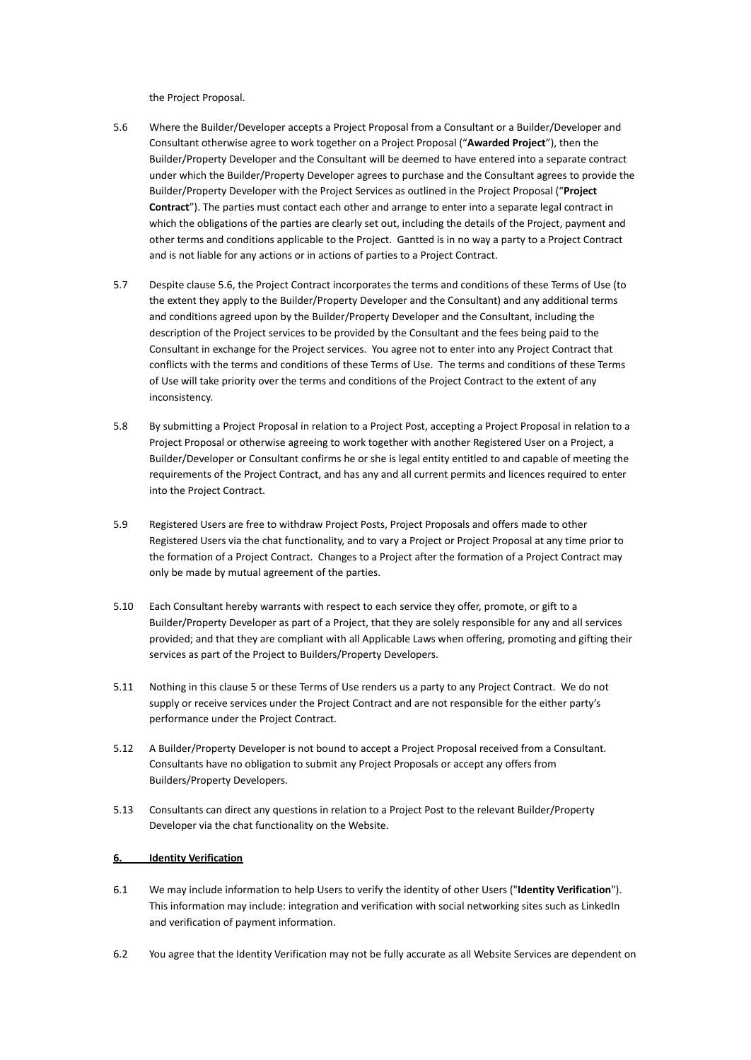the Project Proposal.

5.6 Where the Builder/Developer accepts a Project Proposal from a Consultant or a Builder/Developer and Consultant otherwise agree to work together on a Project Proposal ("**Awarded Project**"), then the Builder/Property Developer and the Consultant will be deemed to have entered into a separate contract under which the Builder/Property Developer agrees to purchase and the Consultant agrees to provide the Builder/Property Developer with the Project Services as outlined in the Project Proposal ("**Project Contract**"). The parties must contact each other and arrange to enter into a separate legal contract in which the obligations of the parties are clearly set out, including the details of the Project, payment and other terms and conditions applicable to the Project. Gantted is in no way a party to a Project Contract and is not liable for any actions or in actions of parties to a Project Contract.

5.7 Despite clause 5.6, the Project Contract incorporates the terms and conditions of these Terms of Use (to the extent they apply to the Builder/Property Developer and the Consultant) and any additional terms and conditions agreed upon by the Builder/Property Developer and the Consultant, including the description of the Project services to be provided by the Consultant and the fees being paid to the Consultant in exchange for the Project services. You agree not to enter into any Project Contract that conflicts with the terms and conditions of these Terms of Use. The terms and conditions of these Terms of Use will take priority over the terms and conditions of the Project Contract to the extent of any inconsistency.

5.8 By submitting a Project Proposal in relation to a Project Post, accepting a Project Proposal in relation to a Project Proposal or otherwise agreeing to work together with another Registered User on a Project, a Builder/Developer or Consultant confirms he or she is legal entity entitled to and capable of meeting the requirements of the Project Contract, and has any and all current permits and licences required to enter into the Project Contract.

5.9 Registered Users are free to withdraw Project Posts, Project Proposals and offers made to other Registered Users via the chat functionality, and to vary a Project or Project Proposal at any time prior to the formation of a Project Contract. Changes to a Project after the formation of a Project Contract may only be made by mutual agreement of the parties.

5.10 Each Consultant hereby warrants with respect to each service they offer, promote, or gift to a Builder/Property Developer as part of a Project, that they are solely responsible for any and all services provided; and that they are compliant with all Applicable Laws when offering, promoting and gifting their services as part of the Project to Builders/Property Developers.

5.11 Nothing in this clause 5 or these Terms of Use renders us a party to any Project Contract. We do not supply or receive services under the Project Contract and are not responsible for the either party's performance under the Project Contract.

5.12 A Builder/Property Developer is not bound to accept a Project Proposal received from a Consultant. Consultants have no obligation to submit any Project Proposals or accept any offers from Builders/Property Developers.

5.13 Consultants can direct any questions in relation to a Project Post to the relevant Builder/Property Developer via the chat functionality on the Website.

## 6. Identity Verification

6.1 We may include information to help Users to verify the identity of other Users ("**Identity Verification**"). This information may include: integration and verification with social networking sites such as LinkedIn and verification of payment information.

6.2 You agree that the Identity Verification may not be fully accurate as all Website Services are dependent on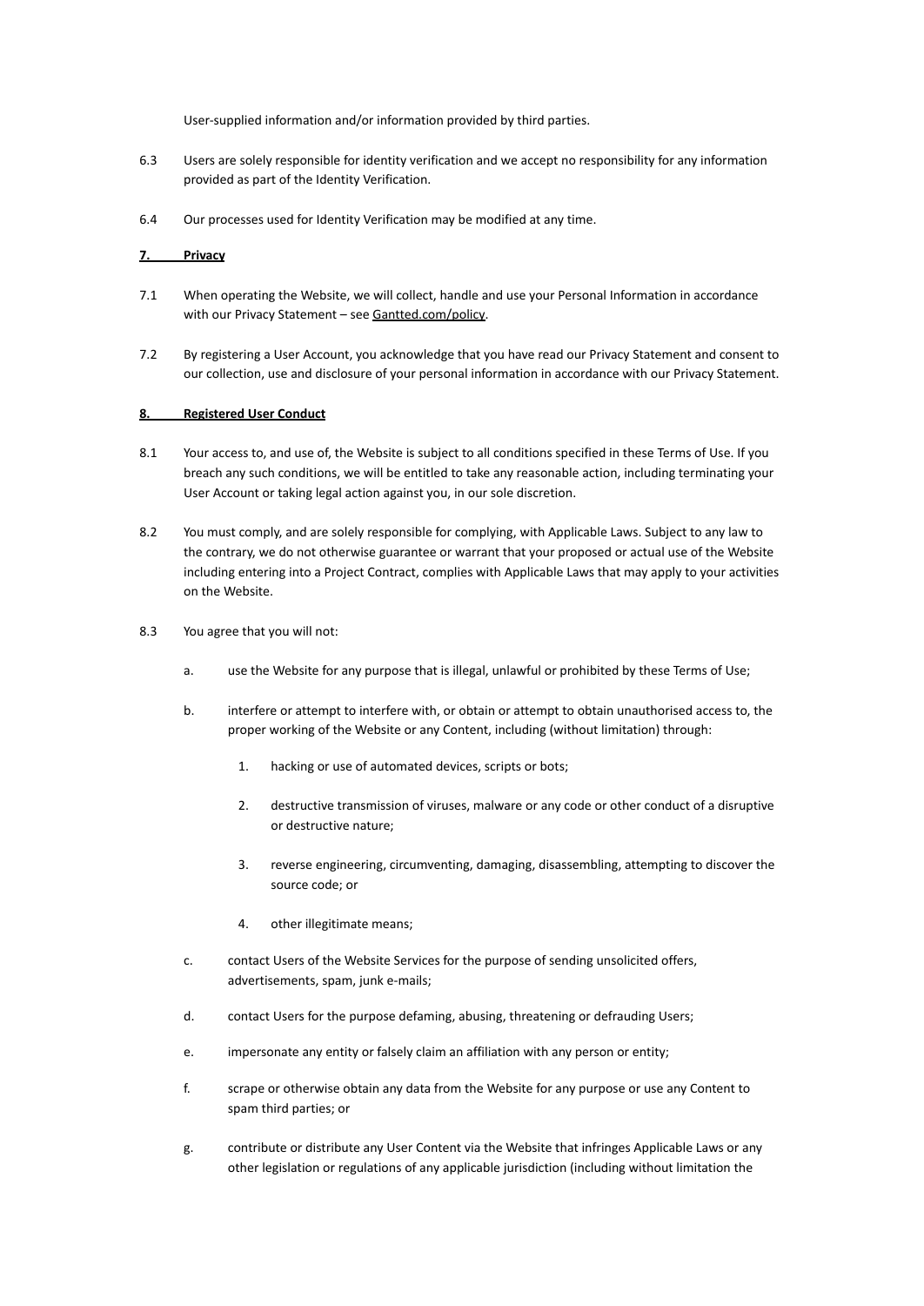User-supplied information and/or information provided by third parties.

6.3 Users are solely responsible for identity verification and we accept no responsibility for any information provided as part of the Identity Verification.

6.4 Our processes used for Identity Verification may be modified at any time.

**7. Privacy**

7.1 When operating the Website, we will collect, handle and use your Personal Information in accordance with our Privacy Statement – see Gantted.com/policy.

7.2 By registering a User Account, you acknowledge that you have read our Privacy Statement and consent to our collection, use and disclosure of your personal information in accordance with our Privacy Statement.

**8. Registered User Conduct**

8.1 Your access to, and use of, the Website is subject to all conditions specified in these Terms of Use. If you breach any such conditions, we will be entitled to take any reasonable action, including terminating your User Account or taking legal action against you, in our sole discretion.

8.2 You must comply, and are solely responsible for complying, with Applicable Laws. Subject to any law to the contrary, we do not otherwise guarantee or warrant that your proposed or actual use of the Website including entering into a Project Contract, complies with Applicable Laws that may apply to your activities on the Website.

8.3 You agree that you will not:

a. use the Website for any purpose that is illegal, unlawful or prohibited by these Terms of Use;

b. interfere or attempt to interfere with, or obtain or attempt to obtain unauthorised access to, the proper working of the Website or any Content, including (without limitation) through:

   1. hacking or use of automated devices, scripts or bots;

   2. destructive transmission of viruses, malware or any code or other conduct of a disruptive or destructive nature;

   3. reverse engineering, circumventing, damaging, disassembling, attempting to discover the source code; or

   4. other illegitimate means;

c. contact Users of the Website Services for the purpose of sending unsolicited offers, advertisements, spam, junk e-mails;

d. contact Users for the purpose defaming, abusing, threatening or defrauding Users;

e. impersonate any entity or falsely claim an affiliation with any person or entity;

f. scrape or otherwise obtain any data from the Website for any purpose or use any Content to spam third parties; or

g. contribute or distribute any User Content via the Website that infringes Applicable Laws or any other legislation or regulations of any applicable jurisdiction (including without limitation the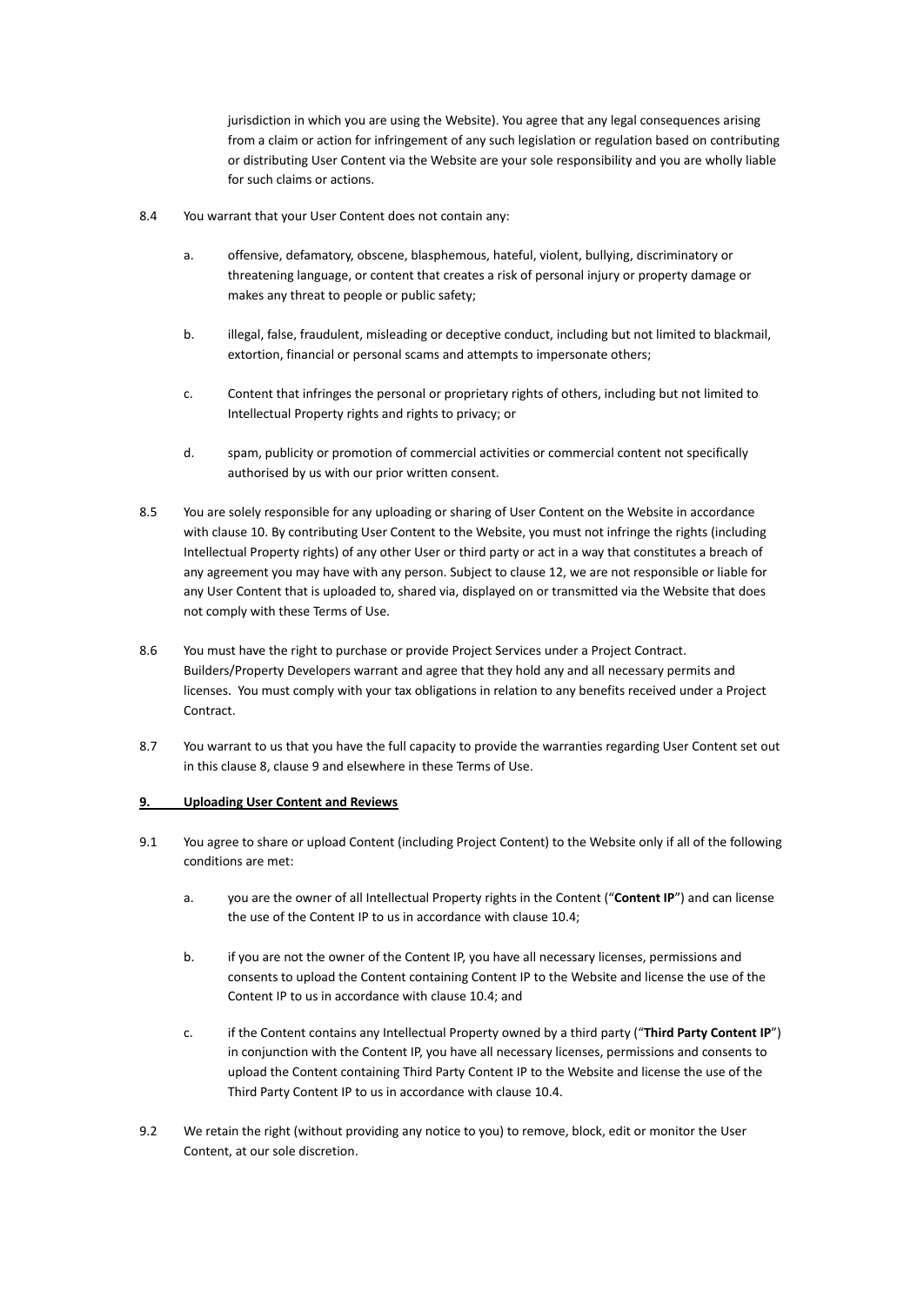jurisdiction in which you are using the Website). You agree that any legal consequences arising from a claim or action for infringement of any such legislation or regulation based on contributing or distributing User Content via the Website are your sole responsibility and you are wholly liable for such claims or actions.

8.4 You warrant that your User Content does not contain any:

a. offensive, defamatory, obscene, blasphemous, hateful, violent, bullying, discriminatory or threatening language, or content that creates a risk of personal injury or property damage or makes any threat to people or public safety;

b. illegal, false, fraudulent, misleading or deceptive conduct, including but not limited to blackmail, extortion, financial or personal scams and attempts to impersonate others;

c. Content that infringes the personal or proprietary rights of others, including but not limited to Intellectual Property rights and rights to privacy; or

d. spam, publicity or promotion of commercial activities or commercial content not specifically authorised by us with our prior written consent.

8.5 You are solely responsible for any uploading or sharing of User Content on the Website in accordance with clause 10. By contributing User Content to the Website, you must not infringe the rights (including Intellectual Property rights) of any other User or third party or act in a way that constitutes a breach of any agreement you may have with any person. Subject to clause 12, we are not responsible or liable for any User Content that is uploaded to, shared via, displayed on or transmitted via the Website that does not comply with these Terms of Use.

8.6 You must have the right to purchase or provide Project Services under a Project Contract. Builders/Property Developers warrant and agree that they hold any and all necessary permits and licenses. You must comply with your tax obligations in relation to any benefits received under a Project Contract.

8.7 You warrant to us that you have the full capacity to provide the warranties regarding User Content set out in this clause 8, clause 9 and elsewhere in these Terms of Use.

## 9. Uploading User Content and Reviews

9.1 You agree to share or upload Content (including Project Content) to the Website only if all of the following conditions are met:

a. you are the owner of all Intellectual Property rights in the Content ("**Content IP**") and can license the use of the Content IP to us in accordance with clause 10.4;

b. if you are not the owner of the Content IP, you have all necessary licenses, permissions and consents to upload the Content containing Content IP to the Website and license the use of the Content IP to us in accordance with clause 10.4; and

c. if the Content contains any Intellectual Property owned by a third party ("**Third Party Content IP**") in conjunction with the Content IP, you have all necessary licenses, permissions and consents to upload the Content containing Third Party Content IP to the Website and license the use of the Third Party Content IP to us in accordance with clause 10.4.

9.2 We retain the right (without providing any notice to you) to remove, block, edit or monitor the User Content, at our sole discretion.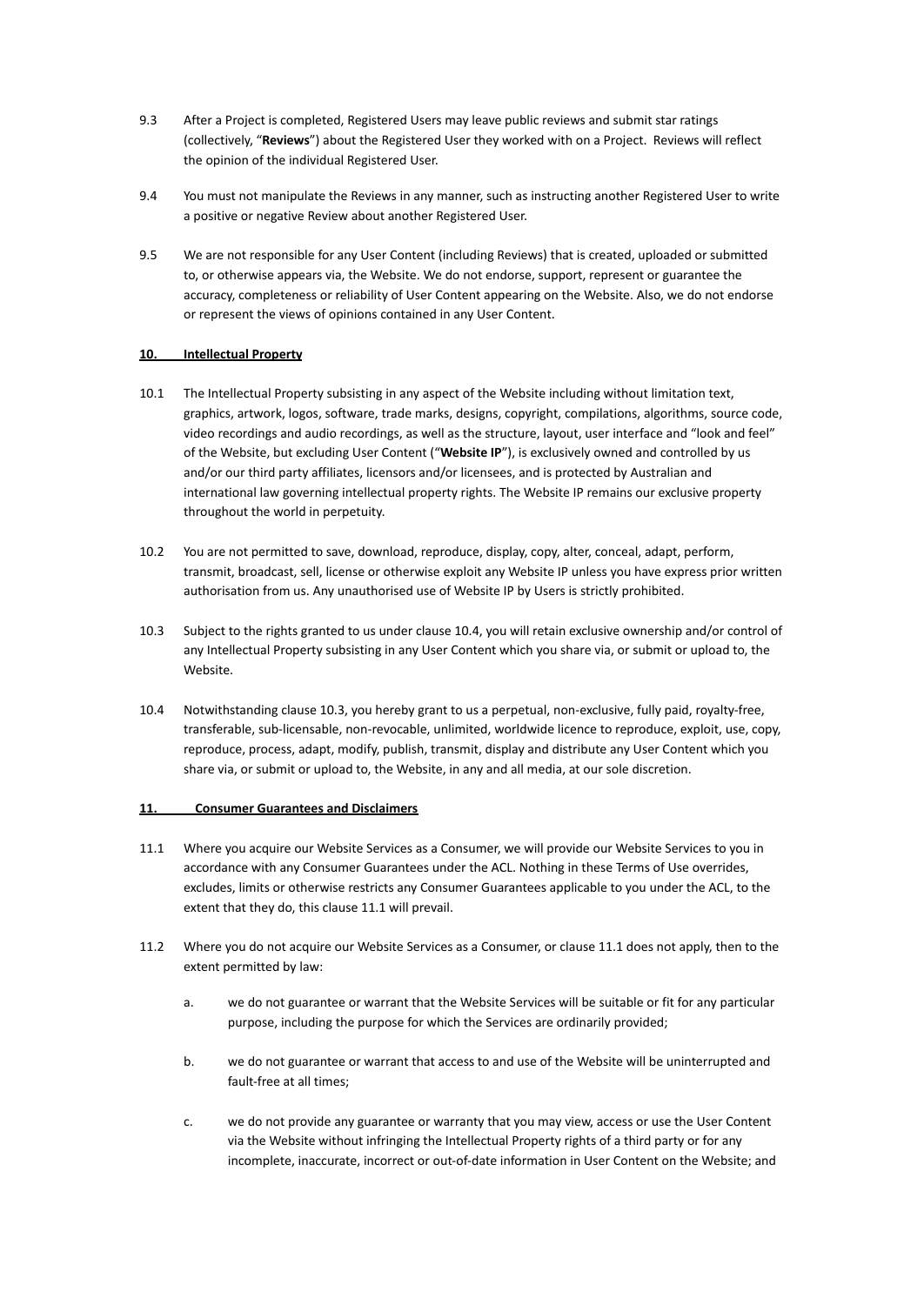9.3 After a Project is completed, Registered Users may leave public reviews and submit star ratings (collectively, "**Reviews**") about the Registered User they worked with on a Project. Reviews will reflect the opinion of the individual Registered User.

9.4 You must not manipulate the Reviews in any manner, such as instructing another Registered User to write a positive or negative Review about another Registered User.

9.5 We are not responsible for any User Content (including Reviews) that is created, uploaded or submitted to, or otherwise appears via, the Website. We do not endorse, support, represent or guarantee the accuracy, completeness or reliability of User Content appearing on the Website. Also, we do not endorse or represent the views of opinions contained in any User Content.

**<u>10. Intellectual Property</u>**

10.1 The Intellectual Property subsisting in any aspect of the Website including without limitation text, graphics, artwork, logos, software, trade marks, designs, copyright, compilations, algorithms, source code, video recordings and audio recordings, as well as the structure, layout, user interface and "look and feel" of the Website, but excluding User Content ("**Website IP**"), is exclusively owned and controlled by us and/or our third party affiliates, licensors and/or licensees, and is protected by Australian and international law governing intellectual property rights. The Website IP remains our exclusive property throughout the world in perpetuity.

10.2 You are not permitted to save, download, reproduce, display, copy, alter, conceal, adapt, perform, transmit, broadcast, sell, license or otherwise exploit any Website IP unless you have express prior written authorisation from us. Any unauthorised use of Website IP by Users is strictly prohibited.

10.3 Subject to the rights granted to us under clause 10.4, you will retain exclusive ownership and/or control of any Intellectual Property subsisting in any User Content which you share via, or submit or upload to, the Website.

10.4 Notwithstanding clause 10.3, you hereby grant to us a perpetual, non-exclusive, fully paid, royalty-free, transferable, sub-licensable, non-revocable, unlimited, worldwide licence to reproduce, exploit, use, copy, reproduce, process, adapt, modify, publish, transmit, display and distribute any User Content which you share via, or submit or upload to, the Website, in any and all media, at our sole discretion.

**<u>11. Consumer Guarantees and Disclaimers</u>**

11.1 Where you acquire our Website Services as a Consumer, we will provide our Website Services to you in accordance with any Consumer Guarantees under the ACL. Nothing in these Terms of Use overrides, excludes, limits or otherwise restricts any Consumer Guarantees applicable to you under the ACL, to the extent that they do, this clause 11.1 will prevail.

11.2 Where you do not acquire our Website Services as a Consumer, or clause 11.1 does not apply, then to the extent permitted by law:

a. we do not guarantee or warrant that the Website Services will be suitable or fit for any particular purpose, including the purpose for which the Services are ordinarily provided;

b. we do not guarantee or warrant that access to and use of the Website will be uninterrupted and fault-free at all times;

c. we do not provide any guarantee or warranty that you may view, access or use the User Content via the Website without infringing the Intellectual Property rights of a third party or for any incomplete, inaccurate, incorrect or out-of-date information in User Content on the Website; and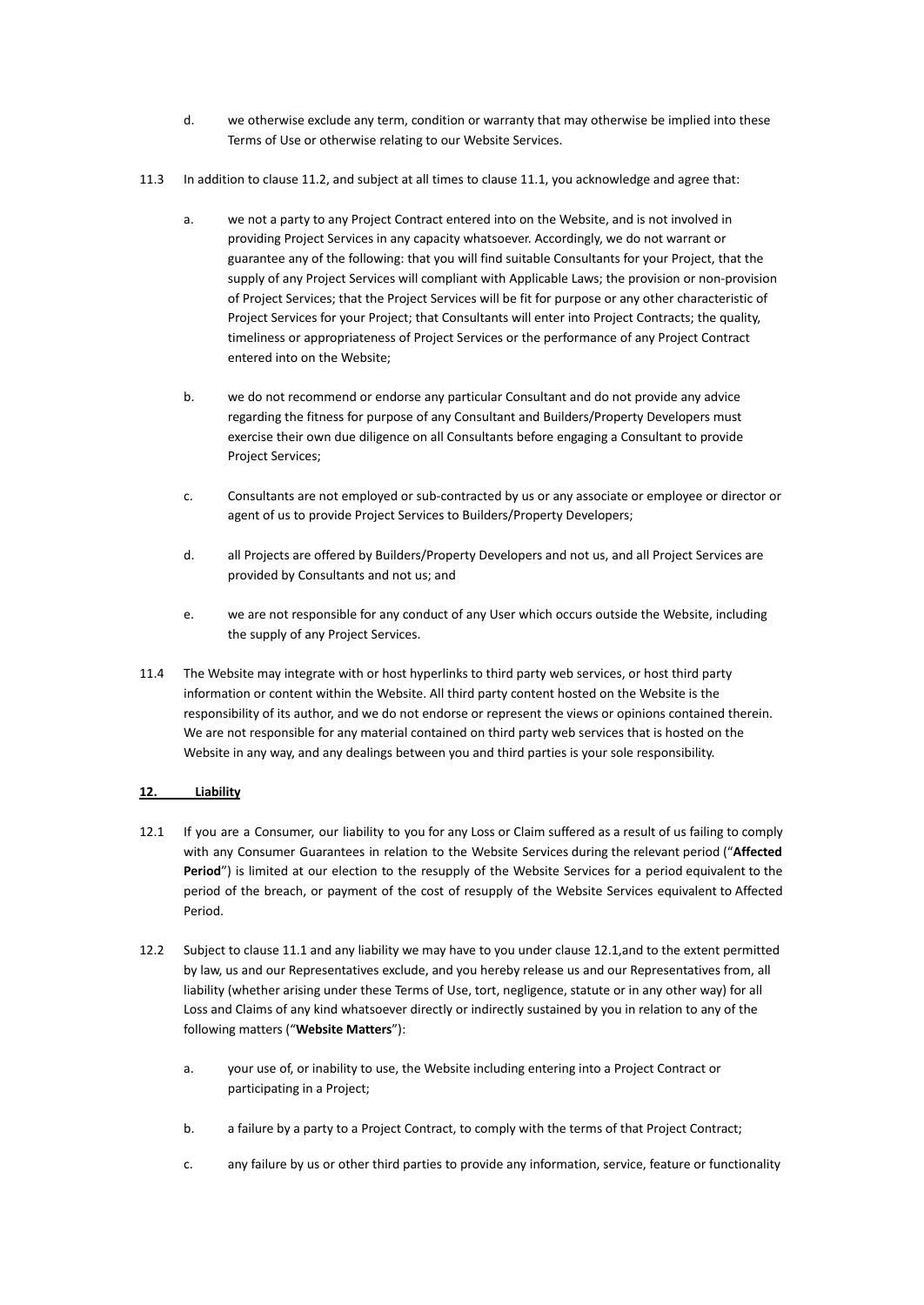d. we otherwise exclude any term, condition or warranty that may otherwise be implied into these Terms of Use or otherwise relating to our Website Services.

11.3 In addition to clause 11.2, and subject at all times to clause 11.1, you acknowledge and agree that:

a. we not a party to any Project Contract entered into on the Website, and is not involved in providing Project Services in any capacity whatsoever. Accordingly, we do not warrant or guarantee any of the following: that you will find suitable Consultants for your Project, that the supply of any Project Services will compliant with Applicable Laws; the provision or non-provision of Project Services; that the Project Services will be fit for purpose or any other characteristic of Project Services for your Project; that Consultants will enter into Project Contracts; the quality, timeliness or appropriateness of Project Services or the performance of any Project Contract entered into on the Website;

b. we do not recommend or endorse any particular Consultant and do not provide any advice regarding the fitness for purpose of any Consultant and Builders/Property Developers must exercise their own due diligence on all Consultants before engaging a Consultant to provide Project Services;

c. Consultants are not employed or sub-contracted by us or any associate or employee or director or agent of us to provide Project Services to Builders/Property Developers;

d. all Projects are offered by Builders/Property Developers and not us, and all Project Services are provided by Consultants and not us; and

e. we are not responsible for any conduct of any User which occurs outside the Website, including the supply of any Project Services.

11.4 The Website may integrate with or host hyperlinks to third party web services, or host third party information or content within the Website. All third party content hosted on the Website is the responsibility of its author, and we do not endorse or represent the views or opinions contained therein. We are not responsible for any material contained on third party web services that is hosted on the Website in any way, and any dealings between you and third parties is your sole responsibility.

## 12. Liability

12.1 If you are a Consumer, our liability to you for any Loss or Claim suffered as a result of us failing to comply with any Consumer Guarantees in relation to the Website Services during the relevant period ("**Affected Period**") is limited at our election to the resupply of the Website Services for a period equivalent to the period of the breach, or payment of the cost of resupply of the Website Services equivalent to Affected Period.

12.2 Subject to clause 11.1 and any liability we may have to you under clause 12.1,and to the extent permitted by law, us and our Representatives exclude, and you hereby release us and our Representatives from, all liability (whether arising under these Terms of Use, tort, negligence, statute or in any other way) for all Loss and Claims of any kind whatsoever directly or indirectly sustained by you in relation to any of the following matters ("**Website Matters**"):

a. your use of, or inability to use, the Website including entering into a Project Contract or participating in a Project;

b. a failure by a party to a Project Contract, to comply with the terms of that Project Contract;

c. any failure by us or other third parties to provide any information, service, feature or functionality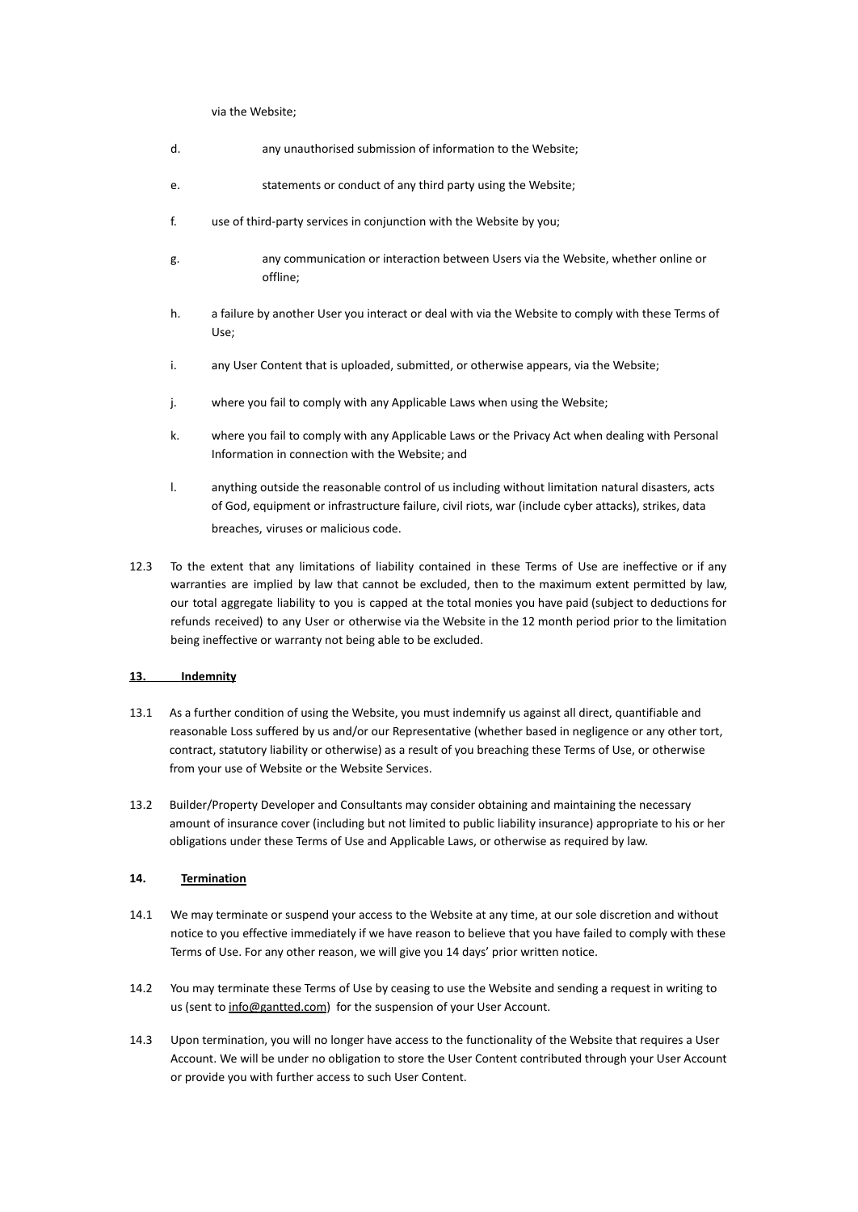via the Website;

d. any unauthorised submission of information to the Website;

e. statements or conduct of any third party using the Website;

f. use of third-party services in conjunction with the Website by you;

g. any communication or interaction between Users via the Website, whether online or offline;

h. a failure by another User you interact or deal with via the Website to comply with these Terms of Use;

i. any User Content that is uploaded, submitted, or otherwise appears, via the Website;

j. where you fail to comply with any Applicable Laws when using the Website;

k. where you fail to comply with any Applicable Laws or the Privacy Act when dealing with Personal Information in connection with the Website; and

l. anything outside the reasonable control of us including without limitation natural disasters, acts of God, equipment or infrastructure failure, civil riots, war (include cyber attacks), strikes, data breaches, viruses or malicious code.

12.3 To the extent that any limitations of liability contained in these Terms of Use are ineffective or if any warranties are implied by law that cannot be excluded, then to the maximum extent permitted by law, our total aggregate liability to you is capped at the total monies you have paid (subject to deductions for refunds received) to any User or otherwise via the Website in the 12 month period prior to the limitation being ineffective or warranty not being able to be excluded.

## 13. Indemnity

13.1 As a further condition of using the Website, you must indemnify us against all direct, quantifiable and reasonable Loss suffered by us and/or our Representative (whether based in negligence or any other tort, contract, statutory liability or otherwise) as a result of you breaching these Terms of Use, or otherwise from your use of Website or the Website Services.

13.2 Builder/Property Developer and Consultants may consider obtaining and maintaining the necessary amount of insurance cover (including but not limited to public liability insurance) appropriate to his or her obligations under these Terms of Use and Applicable Laws, or otherwise as required by law.

## 14. Termination

14.1 We may terminate or suspend your access to the Website at any time, at our sole discretion and without notice to you effective immediately if we have reason to believe that you have failed to comply with these Terms of Use. For any other reason, we will give you 14 days' prior written notice.

14.2 You may terminate these Terms of Use by ceasing to use the Website and sending a request in writing to us (sent to info@gantted.com) for the suspension of your User Account.

14.3 Upon termination, you will no longer have access to the functionality of the Website that requires a User Account. We will be under no obligation to store the User Content contributed through your User Account or provide you with further access to such User Content.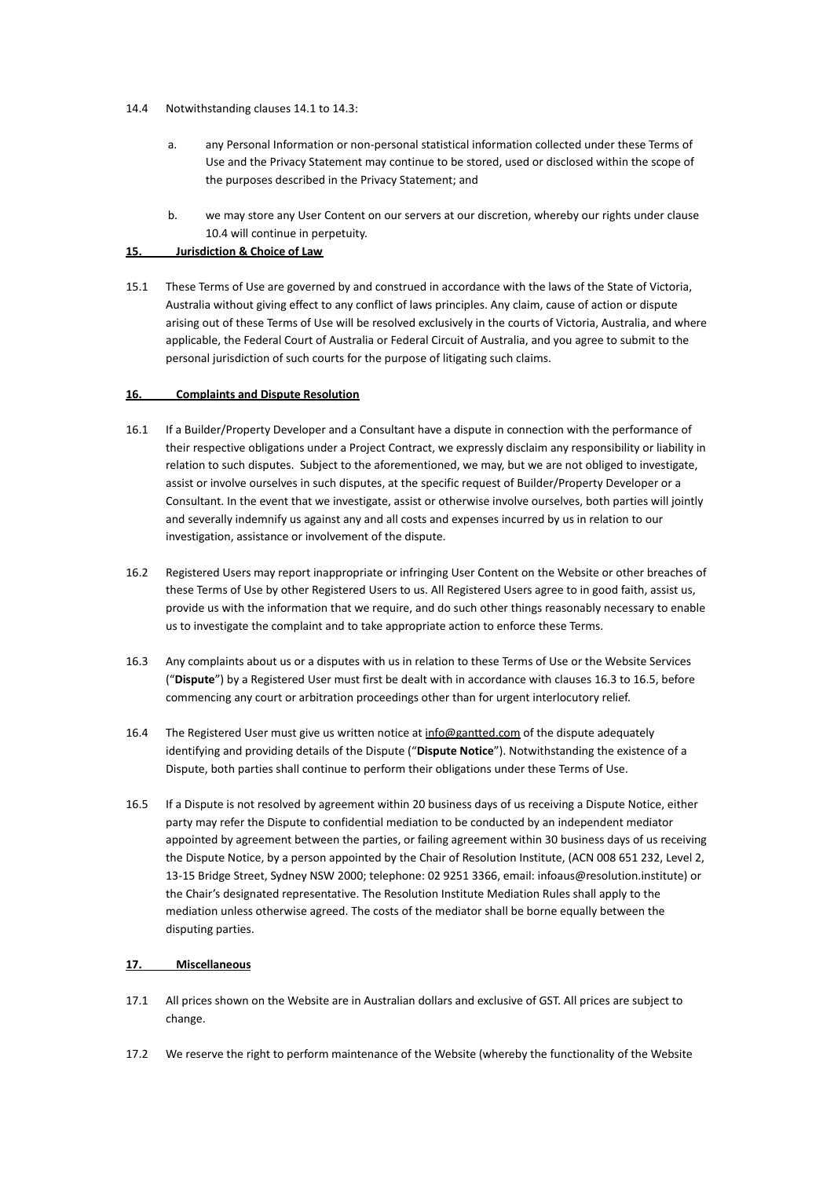14.4 Notwithstanding clauses 14.1 to 14.3:

a. any Personal Information or non-personal statistical information collected under these Terms of Use and the Privacy Statement may continue to be stored, used or disclosed within the scope of the purposes described in the Privacy Statement; and

b. we may store any User Content on our servers at our discretion, whereby our rights under clause 10.4 will continue in perpetuity.

## 15. Jurisdiction & Choice of Law

15.1 These Terms of Use are governed by and construed in accordance with the laws of the State of Victoria, Australia without giving effect to any conflict of laws principles. Any claim, cause of action or dispute arising out of these Terms of Use will be resolved exclusively in the courts of Victoria, Australia, and where applicable, the Federal Court of Australia or Federal Circuit of Australia, and you agree to submit to the personal jurisdiction of such courts for the purpose of litigating such claims.

## 16. Complaints and Dispute Resolution

16.1 If a Builder/Property Developer and a Consultant have a dispute in connection with the performance of their respective obligations under a Project Contract, we expressly disclaim any responsibility or liability in relation to such disputes. Subject to the aforementioned, we may, but we are not obliged to investigate, assist or involve ourselves in such disputes, at the specific request of Builder/Property Developer or a Consultant. In the event that we investigate, assist or otherwise involve ourselves, both parties will jointly and severally indemnify us against any and all costs and expenses incurred by us in relation to our investigation, assistance or involvement of the dispute.

16.2 Registered Users may report inappropriate or infringing User Content on the Website or other breaches of these Terms of Use by other Registered Users to us. All Registered Users agree to in good faith, assist us, provide us with the information that we require, and do such other things reasonably necessary to enable us to investigate the complaint and to take appropriate action to enforce these Terms.

16.3 Any complaints about us or a disputes with us in relation to these Terms of Use or the Website Services ("**Dispute**") by a Registered User must first be dealt with in accordance with clauses 16.3 to 16.5, before commencing any court or arbitration proceedings other than for urgent interlocutory relief.

16.4 The Registered User must give us written notice at info@gantted.com of the dispute adequately identifying and providing details of the Dispute ("**Dispute Notice**"). Notwithstanding the existence of a Dispute, both parties shall continue to perform their obligations under these Terms of Use.

16.5 If a Dispute is not resolved by agreement within 20 business days of us receiving a Dispute Notice, either party may refer the Dispute to confidential mediation to be conducted by an independent mediator appointed by agreement between the parties, or failing agreement within 30 business days of us receiving the Dispute Notice, by a person appointed by the Chair of Resolution Institute, (ACN 008 651 232, Level 2, 13-15 Bridge Street, Sydney NSW 2000; telephone: 02 9251 3366, email: infoaus@resolution.institute) or the Chair's designated representative. The Resolution Institute Mediation Rules shall apply to the mediation unless otherwise agreed. The costs of the mediator shall be borne equally between the disputing parties.

## 17. Miscellaneous

17.1 All prices shown on the Website are in Australian dollars and exclusive of GST. All prices are subject to change.

17.2 We reserve the right to perform maintenance of the Website (whereby the functionality of the Website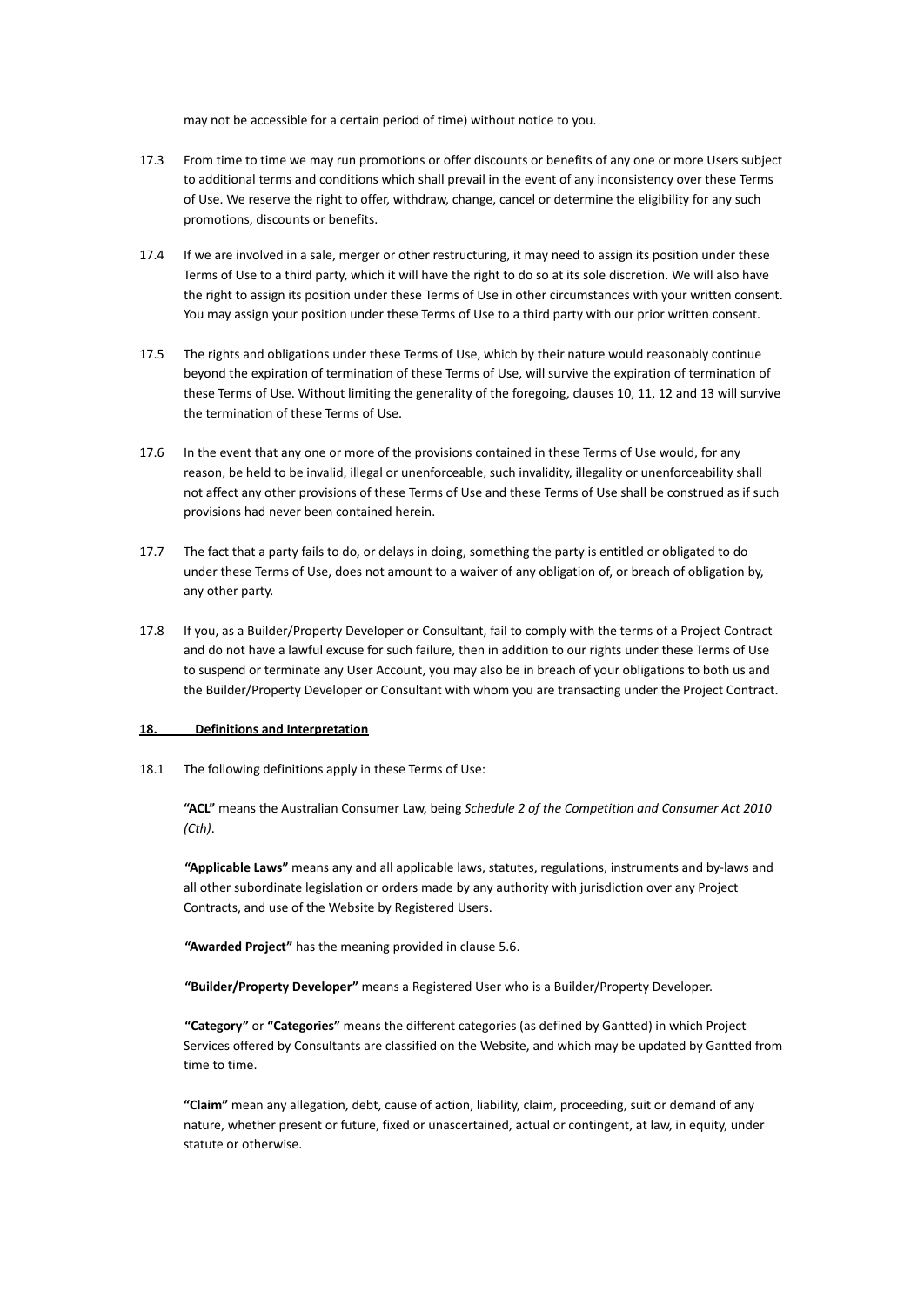may not be accessible for a certain period of time) without notice to you.

17.3 From time to time we may run promotions or offer discounts or benefits of any one or more Users subject to additional terms and conditions which shall prevail in the event of any inconsistency over these Terms of Use. We reserve the right to offer, withdraw, change, cancel or determine the eligibility for any such promotions, discounts or benefits.

17.4 If we are involved in a sale, merger or other restructuring, it may need to assign its position under these Terms of Use to a third party, which it will have the right to do so at its sole discretion. We will also have the right to assign its position under these Terms of Use in other circumstances with your written consent. You may assign your position under these Terms of Use to a third party with our prior written consent.

17.5 The rights and obligations under these Terms of Use, which by their nature would reasonably continue beyond the expiration of termination of these Terms of Use, will survive the expiration of termination of these Terms of Use. Without limiting the generality of the foregoing, clauses 10, 11, 12 and 13 will survive the termination of these Terms of Use.

17.6 In the event that any one or more of the provisions contained in these Terms of Use would, for any reason, be held to be invalid, illegal or unenforceable, such invalidity, illegality or unenforceability shall not affect any other provisions of these Terms of Use and these Terms of Use shall be construed as if such provisions had never been contained herein.

17.7 The fact that a party fails to do, or delays in doing, something the party is entitled or obligated to do under these Terms of Use, does not amount to a waiver of any obligation of, or breach of obligation by, any other party.

17.8 If you, as a Builder/Property Developer or Consultant, fail to comply with the terms of a Project Contract and do not have a lawful excuse for such failure, then in addition to our rights under these Terms of Use to suspend or terminate any User Account, you may also be in breach of your obligations to both us and the Builder/Property Developer or Consultant with whom you are transacting under the Project Contract.

## 18. Definitions and Interpretation

18.1 The following definitions apply in these Terms of Use:

**"ACL"** means the Australian Consumer Law, being *Schedule 2 of the Competition and Consumer Act 2010 (Cth)*.

**"Applicable Laws"** means any and all applicable laws, statutes, regulations, instruments and by-laws and all other subordinate legislation or orders made by any authority with jurisdiction over any Project Contracts, and use of the Website by Registered Users.

**"Awarded Project"** has the meaning provided in clause 5.6.

**"Builder/Property Developer"** means a Registered User who is a Builder/Property Developer.

**"Category"** or **"Categories"** means the different categories (as defined by Gantted) in which Project Services offered by Consultants are classified on the Website, and which may be updated by Gantted from time to time.

**"Claim"** mean any allegation, debt, cause of action, liability, claim, proceeding, suit or demand of any nature, whether present or future, fixed or unascertained, actual or contingent, at law, in equity, under statute or otherwise.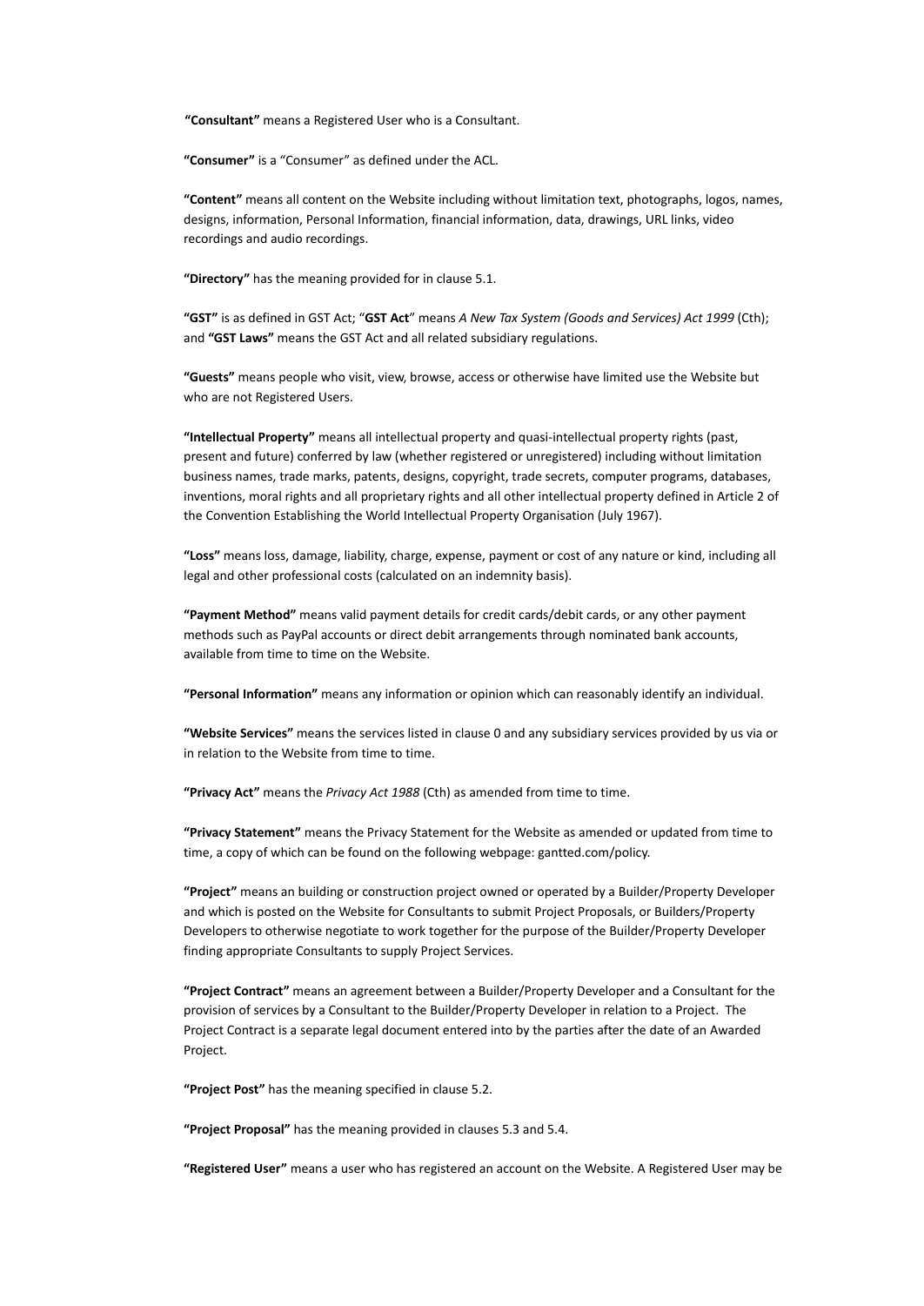**"Consultant"** means a Registered User who is a Consultant.

**"Consumer"** is a "Consumer" as defined under the ACL.

**"Content"** means all content on the Website including without limitation text, photographs, logos, names, designs, information, Personal Information, financial information, data, drawings, URL links, video recordings and audio recordings.

**"Directory"** has the meaning provided for in clause 5.1.

**"GST"** is as defined in GST Act; "**GST Act**" means *A New Tax System (Goods and Services) Act 1999* (Cth); and **"GST Laws"** means the GST Act and all related subsidiary regulations.

**"Guests"** means people who visit, view, browse, access or otherwise have limited use the Website but who are not Registered Users.

**"Intellectual Property"** means all intellectual property and quasi-intellectual property rights (past, present and future) conferred by law (whether registered or unregistered) including without limitation business names, trade marks, patents, designs, copyright, trade secrets, computer programs, databases, inventions, moral rights and all proprietary rights and all other intellectual property defined in Article 2 of the Convention Establishing the World Intellectual Property Organisation (July 1967).

**"Loss"** means loss, damage, liability, charge, expense, payment or cost of any nature or kind, including all legal and other professional costs (calculated on an indemnity basis).

**"Payment Method"** means valid payment details for credit cards/debit cards, or any other payment methods such as PayPal accounts or direct debit arrangements through nominated bank accounts, available from time to time on the Website.

**"Personal Information"** means any information or opinion which can reasonably identify an individual.

**"Website Services"** means the services listed in clause 0 and any subsidiary services provided by us via or in relation to the Website from time to time.

**"Privacy Act"** means the *Privacy Act 1988* (Cth) as amended from time to time.

**"Privacy Statement"** means the Privacy Statement for the Website as amended or updated from time to time, a copy of which can be found on the following webpage: gantted.com/policy.

**"Project"** means an building or construction project owned or operated by a Builder/Property Developer and which is posted on the Website for Consultants to submit Project Proposals, or Builders/Property Developers to otherwise negotiate to work together for the purpose of the Builder/Property Developer finding appropriate Consultants to supply Project Services.

**"Project Contract"** means an agreement between a Builder/Property Developer and a Consultant for the provision of services by a Consultant to the Builder/Property Developer in relation to a Project. The Project Contract is a separate legal document entered into by the parties after the date of an Awarded Project.

**"Project Post"** has the meaning specified in clause 5.2.

**"Project Proposal"** has the meaning provided in clauses 5.3 and 5.4.

**"Registered User"** means a user who has registered an account on the Website. A Registered User may be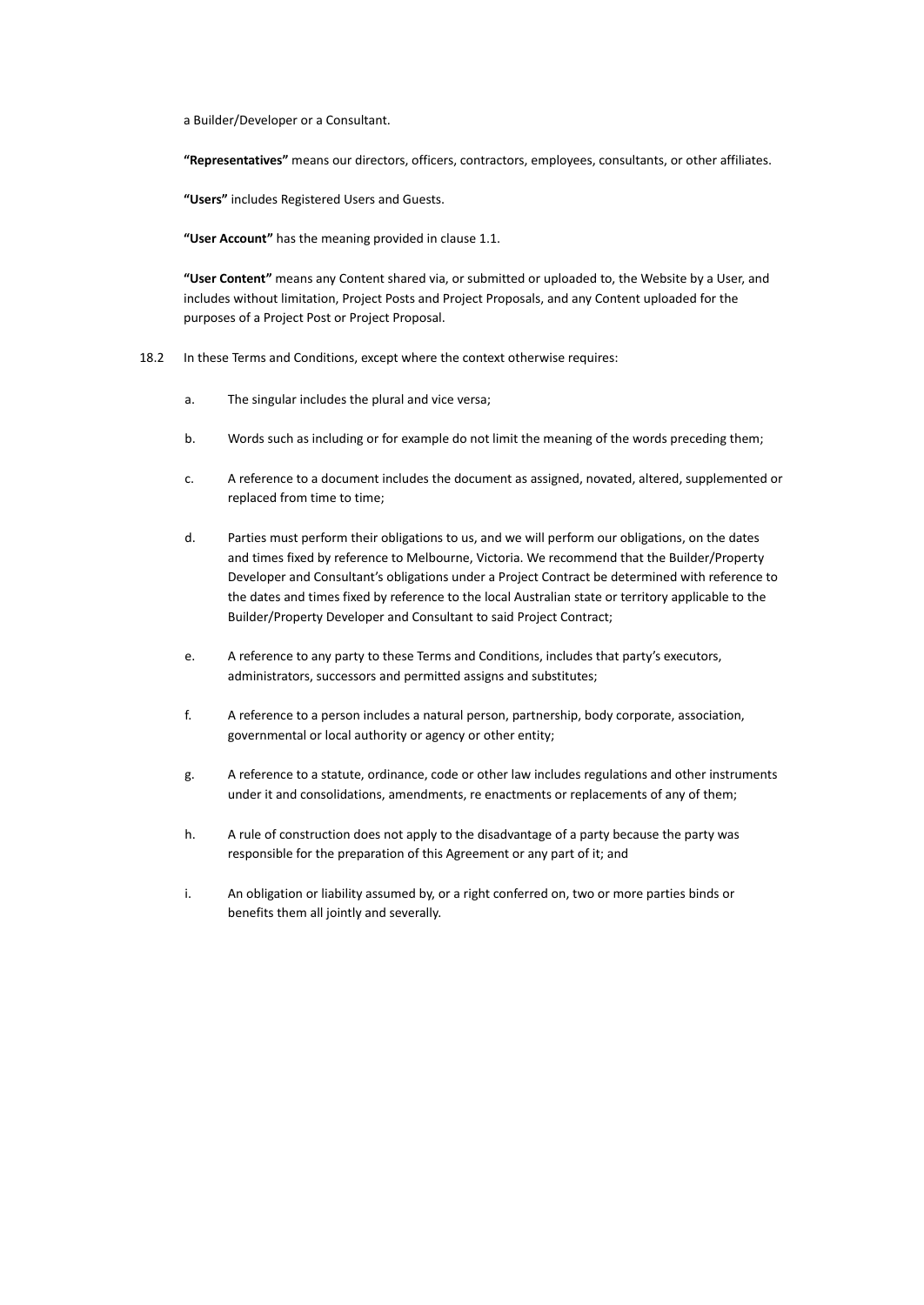a Builder/Developer or a Consultant.

**"Representatives"** means our directors, officers, contractors, employees, consultants, or other affiliates.

**"Users"** includes Registered Users and Guests.

**"User Account"** has the meaning provided in clause 1.1.

**"User Content"** means any Content shared via, or submitted or uploaded to, the Website by a User, and includes without limitation, Project Posts and Project Proposals, and any Content uploaded for the purposes of a Project Post or Project Proposal.

18.2 In these Terms and Conditions, except where the context otherwise requires:

a. The singular includes the plural and vice versa;

b. Words such as including or for example do not limit the meaning of the words preceding them;

c. A reference to a document includes the document as assigned, novated, altered, supplemented or replaced from time to time;

d. Parties must perform their obligations to us, and we will perform our obligations, on the dates and times fixed by reference to Melbourne, Victoria. We recommend that the Builder/Property Developer and Consultant's obligations under a Project Contract be determined with reference to the dates and times fixed by reference to the local Australian state or territory applicable to the Builder/Property Developer and Consultant to said Project Contract;

e. A reference to any party to these Terms and Conditions, includes that party's executors, administrators, successors and permitted assigns and substitutes;

f. A reference to a person includes a natural person, partnership, body corporate, association, governmental or local authority or agency or other entity;

g. A reference to a statute, ordinance, code or other law includes regulations and other instruments under it and consolidations, amendments, re enactments or replacements of any of them;

h. A rule of construction does not apply to the disadvantage of a party because the party was responsible for the preparation of this Agreement or any part of it; and

i. An obligation or liability assumed by, or a right conferred on, two or more parties binds or benefits them all jointly and severally.